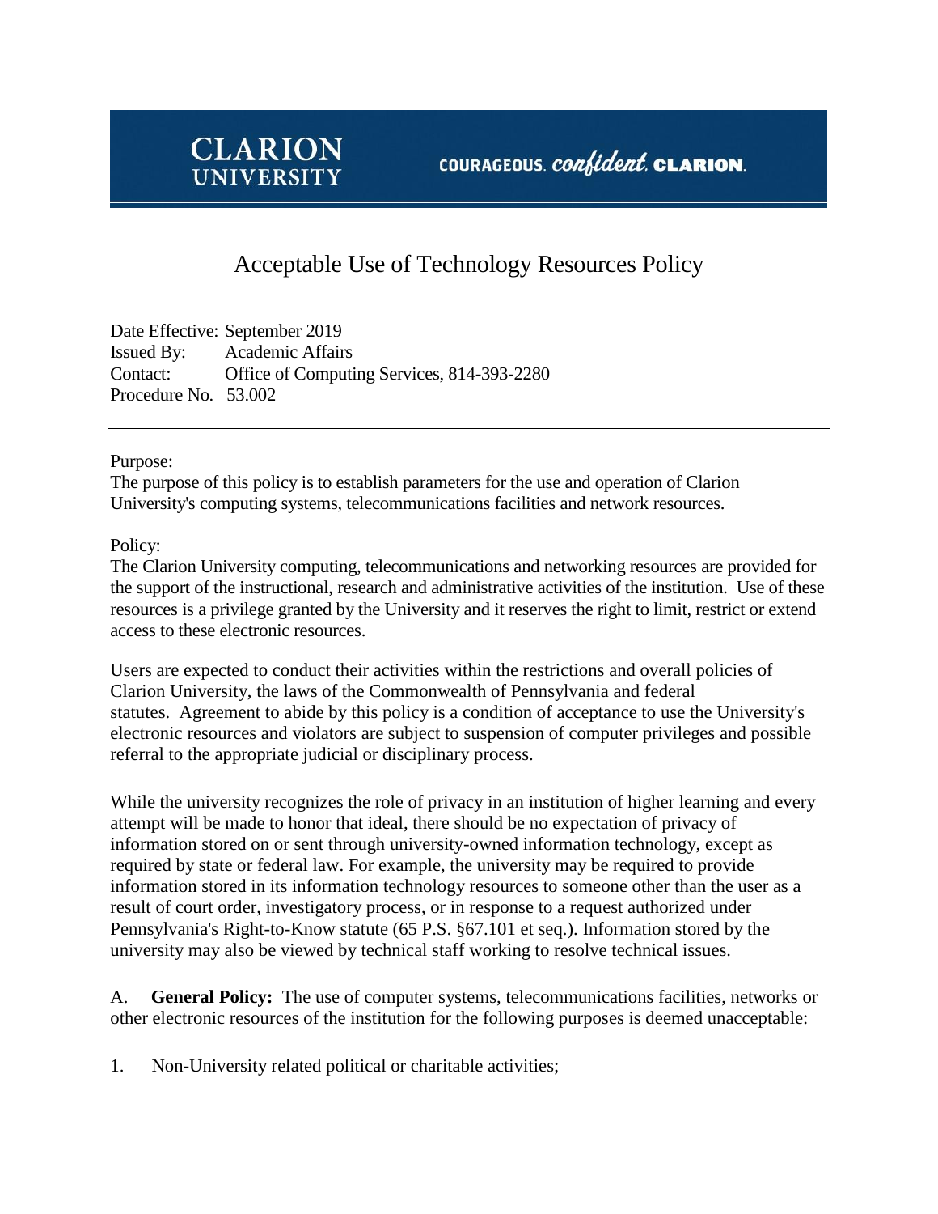CLARION UNIVERSITY

COURAGEOUS. *confident.* **CLARION.**

# Acceptable Use of Technology Resources Policy

Date Effective: September 2019
Issued By: Academic Affairs
Contact: Office of Computing Services, 814-393-2280
Procedure No. 53.002

---

Purpose:
The purpose of this policy is to establish parameters for the use and operation of Clarion University's computing systems, telecommunications facilities and network resources.

Policy:
The Clarion University computing, telecommunications and networking resources are provided for the support of the instructional, research and administrative activities of the institution. Use of these resources is a privilege granted by the University and it reserves the right to limit, restrict or extend access to these electronic resources.

Users are expected to conduct their activities within the restrictions and overall policies of Clarion University, the laws of the Commonwealth of Pennsylvania and federal statutes. Agreement to abide by this policy is a condition of acceptance to use the University's electronic resources and violators are subject to suspension of computer privileges and possible referral to the appropriate judicial or disciplinary process.

While the university recognizes the role of privacy in an institution of higher learning and every attempt will be made to honor that ideal, there should be no expectation of privacy of information stored on or sent through university-owned information technology, except as required by state or federal law. For example, the university may be required to provide information stored in its information technology resources to someone other than the user as a result of court order, investigatory process, or in response to a request authorized under Pennsylvania's Right-to-Know statute (65 P.S. §67.101 et seq.). Information stored by the university may also be viewed by technical staff working to resolve technical issues.

A. **General Policy:** The use of computer systems, telecommunications facilities, networks or other electronic resources of the institution for the following purposes is deemed unacceptable:

1. Non-University related political or charitable activities;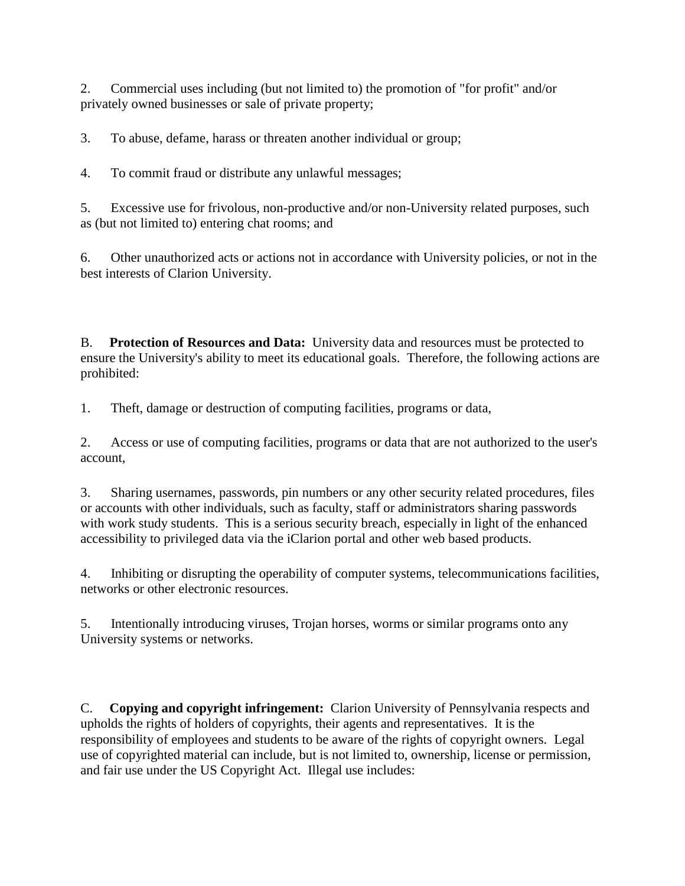2. Commercial uses including (but not limited to) the promotion of "for profit" and/or privately owned businesses or sale of private property;

3. To abuse, defame, harass or threaten another individual or group;

4. To commit fraud or distribute any unlawful messages;

5. Excessive use for frivolous, non-productive and/or non-University related purposes, such as (but not limited to) entering chat rooms; and

6. Other unauthorized acts or actions not in accordance with University policies, or not in the best interests of Clarion University.

B. **Protection of Resources and Data:** University data and resources must be protected to ensure the University's ability to meet its educational goals. Therefore, the following actions are prohibited:

1. Theft, damage or destruction of computing facilities, programs or data,

2. Access or use of computing facilities, programs or data that are not authorized to the user's account,

3. Sharing usernames, passwords, pin numbers or any other security related procedures, files or accounts with other individuals, such as faculty, staff or administrators sharing passwords with work study students. This is a serious security breach, especially in light of the enhanced accessibility to privileged data via the iClarion portal and other web based products.

4. Inhibiting or disrupting the operability of computer systems, telecommunications facilities, networks or other electronic resources.

5. Intentionally introducing viruses, Trojan horses, worms or similar programs onto any University systems or networks.

C. **Copying and copyright infringement:** Clarion University of Pennsylvania respects and upholds the rights of holders of copyrights, their agents and representatives. It is the responsibility of employees and students to be aware of the rights of copyright owners. Legal use of copyrighted material can include, but is not limited to, ownership, license or permission, and fair use under the US Copyright Act. Illegal use includes: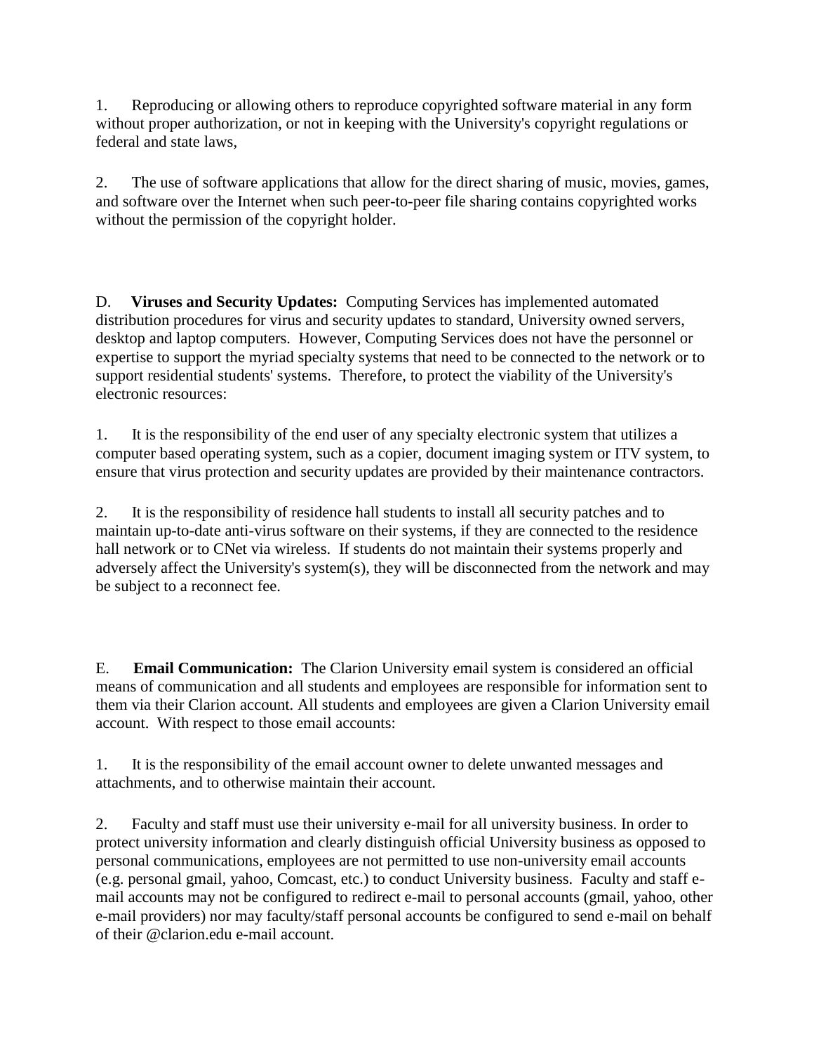1. Reproducing or allowing others to reproduce copyrighted software material in any form without proper authorization, or not in keeping with the University's copyright regulations or federal and state laws,

2. The use of software applications that allow for the direct sharing of music, movies, games, and software over the Internet when such peer-to-peer file sharing contains copyrighted works without the permission of the copyright holder.

D. **Viruses and Security Updates:** Computing Services has implemented automated distribution procedures for virus and security updates to standard, University owned servers, desktop and laptop computers. However, Computing Services does not have the personnel or expertise to support the myriad specialty systems that need to be connected to the network or to support residential students' systems. Therefore, to protect the viability of the University's electronic resources:

1. It is the responsibility of the end user of any specialty electronic system that utilizes a computer based operating system, such as a copier, document imaging system or ITV system, to ensure that virus protection and security updates are provided by their maintenance contractors.

2. It is the responsibility of residence hall students to install all security patches and to maintain up-to-date anti-virus software on their systems, if they are connected to the residence hall network or to CNet via wireless. If students do not maintain their systems properly and adversely affect the University's system(s), they will be disconnected from the network and may be subject to a reconnect fee.

E. **Email Communication:** The Clarion University email system is considered an official means of communication and all students and employees are responsible for information sent to them via their Clarion account. All students and employees are given a Clarion University email account. With respect to those email accounts:

1. It is the responsibility of the email account owner to delete unwanted messages and attachments, and to otherwise maintain their account.

2. Faculty and staff must use their university e-mail for all university business. In order to protect university information and clearly distinguish official University business as opposed to personal communications, employees are not permitted to use non-university email accounts (e.g. personal gmail, yahoo, Comcast, etc.) to conduct University business. Faculty and staff e-mail accounts may not be configured to redirect e-mail to personal accounts (gmail, yahoo, other e-mail providers) nor may faculty/staff personal accounts be configured to send e-mail on behalf of their @clarion.edu e-mail account.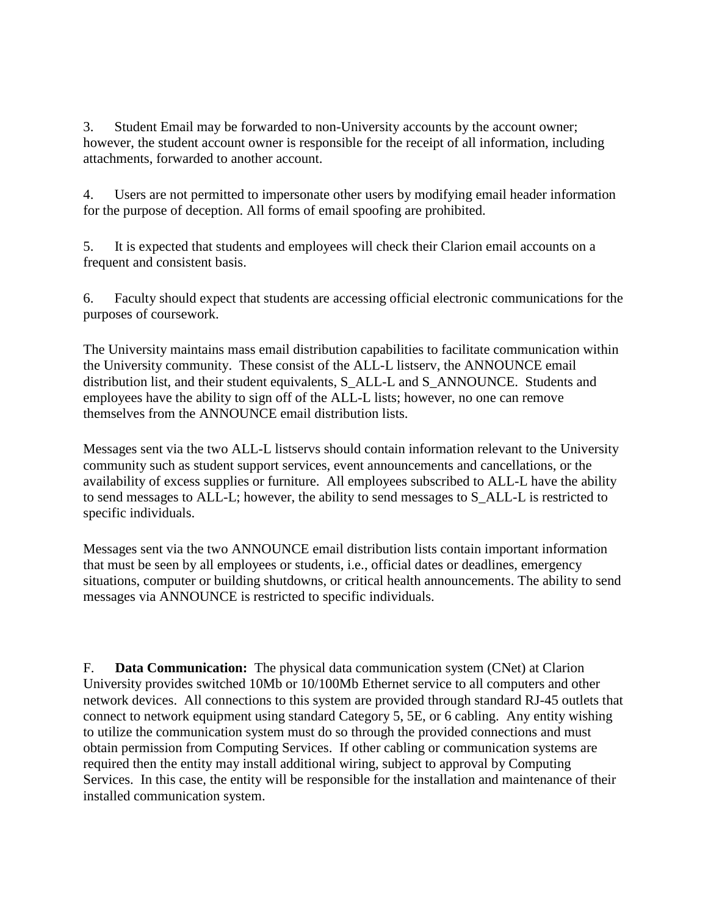3. Student Email may be forwarded to non-University accounts by the account owner; however, the student account owner is responsible for the receipt of all information, including attachments, forwarded to another account.

4. Users are not permitted to impersonate other users by modifying email header information for the purpose of deception. All forms of email spoofing are prohibited.

5. It is expected that students and employees will check their Clarion email accounts on a frequent and consistent basis.

6. Faculty should expect that students are accessing official electronic communications for the purposes of coursework.

The University maintains mass email distribution capabilities to facilitate communication within the University community. These consist of the ALL-L listserv, the ANNOUNCE email distribution list, and their student equivalents, S_ALL-L and S_ANNOUNCE. Students and employees have the ability to sign off of the ALL-L lists; however, no one can remove themselves from the ANNOUNCE email distribution lists.

Messages sent via the two ALL-L listservs should contain information relevant to the University community such as student support services, event announcements and cancellations, or the availability of excess supplies or furniture. All employees subscribed to ALL-L have the ability to send messages to ALL-L; however, the ability to send messages to S_ALL-L is restricted to specific individuals.

Messages sent via the two ANNOUNCE email distribution lists contain important information that must be seen by all employees or students, i.e., official dates or deadlines, emergency situations, computer or building shutdowns, or critical health announcements. The ability to send messages via ANNOUNCE is restricted to specific individuals.

F. **Data Communication:** The physical data communication system (CNet) at Clarion University provides switched 10Mb or 10/100Mb Ethernet service to all computers and other network devices. All connections to this system are provided through standard RJ-45 outlets that connect to network equipment using standard Category 5, 5E, or 6 cabling. Any entity wishing to utilize the communication system must do so through the provided connections and must obtain permission from Computing Services. If other cabling or communication systems are required then the entity may install additional wiring, subject to approval by Computing Services. In this case, the entity will be responsible for the installation and maintenance of their installed communication system.